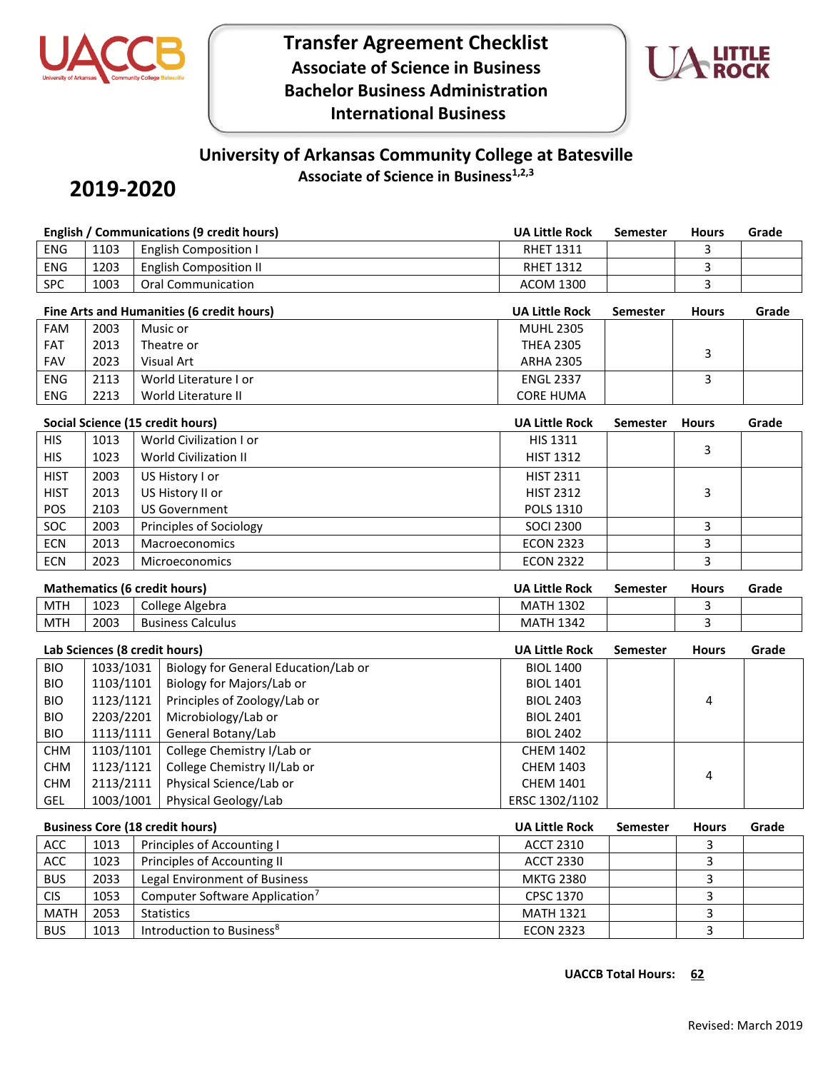# Transfer Agreement Checklist
## Associate of Science in Business
## Bachelor Business Administration
## International Business

## University of Arkansas Community College at Batesville
### Associate of Science in Business[1,2,3]

## 2019-2020

**English / Communications (9 credit hours)**

| | | | UA Little Rock | Semester | Hours | Grade |
|---|---|---|---|---|---|---|
| ENG | 1103 | English Composition I | RHET 1311 | | 3 | |
| ENG | 1203 | English Composition II | RHET 1312 | | 3 | |
| SPC | 1003 | Oral Communication | ACOM 1300 | | 3 | |

**Fine Arts and Humanities (6 credit hours)**

| | | | UA Little Rock | Semester | Hours | Grade |
|---|---|---|---|---|---|---|
| FAM | 2003 | Music or | MUHL 2305 | | 3 | |
| FAT | 2013 | Theatre or | THEA 2305 | | | |
| FAV | 2023 | Visual Art | ARHA 2305 | | | |
| ENG | 2113 | World Literature I or | ENGL 2337 | | 3 | |
| ENG | 2213 | World Literature II | CORE HUMA | | | |

**Social Science (15 credit hours)**

| | | | UA Little Rock | Semester | Hours | Grade |
|---|---|---|---|---|---|---|
| HIS | 1013 | World Civilization I or | HIS 1311 | | 3 | |
| HIS | 1023 | World Civilization II | HIST 1312 | | | |
| HIST | 2003 | US History I or | HIST 2311 | | 3 | |
| HIST | 2013 | US History II or | HIST 2312 | | | |
| POS | 2103 | US Government | POLS 1310 | | | |
| SOC | 2003 | Principles of Sociology | SOCI 2300 | | 3 | |
| ECN | 2013 | Macroeconomics | ECON 2323 | | 3 | |
| ECN | 2023 | Microeconomics | ECON 2322 | | 3 | |

**Mathematics (6 credit hours)**

| | | | UA Little Rock | Semester | Hours | Grade |
|---|---|---|---|---|---|---|
| MTH | 1023 | College Algebra | MATH 1302 | | 3 | |
| MTH | 2003 | Business Calculus | MATH 1342 | | 3 | |

**Lab Sciences (8 credit hours)**

| | | | UA Little Rock | Semester | Hours | Grade |
|---|---|---|---|---|---|---|
| BIO | 1033/1031 | Biology for General Education/Lab or | BIOL 1400 | | 4 | |
| BIO | 1103/1101 | Biology for Majors/Lab or | BIOL 1401 | | | |
| BIO | 1123/1121 | Principles of Zoology/Lab or | BIOL 2403 | | | |
| BIO | 2203/2201 | Microbiology/Lab or | BIOL 2401 | | | |
| BIO | 1113/1111 | General Botany/Lab | BIOL 2402 | | | |
| CHM | 1103/1101 | College Chemistry I/Lab or | CHEM 1402 | | 4 | |
| CHM | 1123/1121 | College Chemistry II/Lab or | CHEM 1403 | | | |
| CHM | 2113/2111 | Physical Science/Lab or | CHEM 1401 | | | |
| GEL | 1003/1001 | Physical Geology/Lab | ERSC 1302/1102 | | | |

**Business Core (18 credit hours)**

| | | | UA Little Rock | Semester | Hours | Grade |
|---|---|---|---|---|---|---|
| ACC | 1013 | Principles of Accounting I | ACCT 2310 | | 3 | |
| ACC | 1023 | Principles of Accounting II | ACCT 2330 | | 3 | |
| BUS | 2033 | Legal Environment of Business | MKTG 2380 | | 3 | |
| CIS | 1053 | Computer Software Application[7] | CPSC 1370 | | 3 | |
| MATH | 2053 | Statistics | MATH 1321 | | 3 | |
| BUS | 1013 | Introduction to Business[8] | ECON 2323 | | 3 | |

**UACCB Total Hours: 62**

Revised: March 2019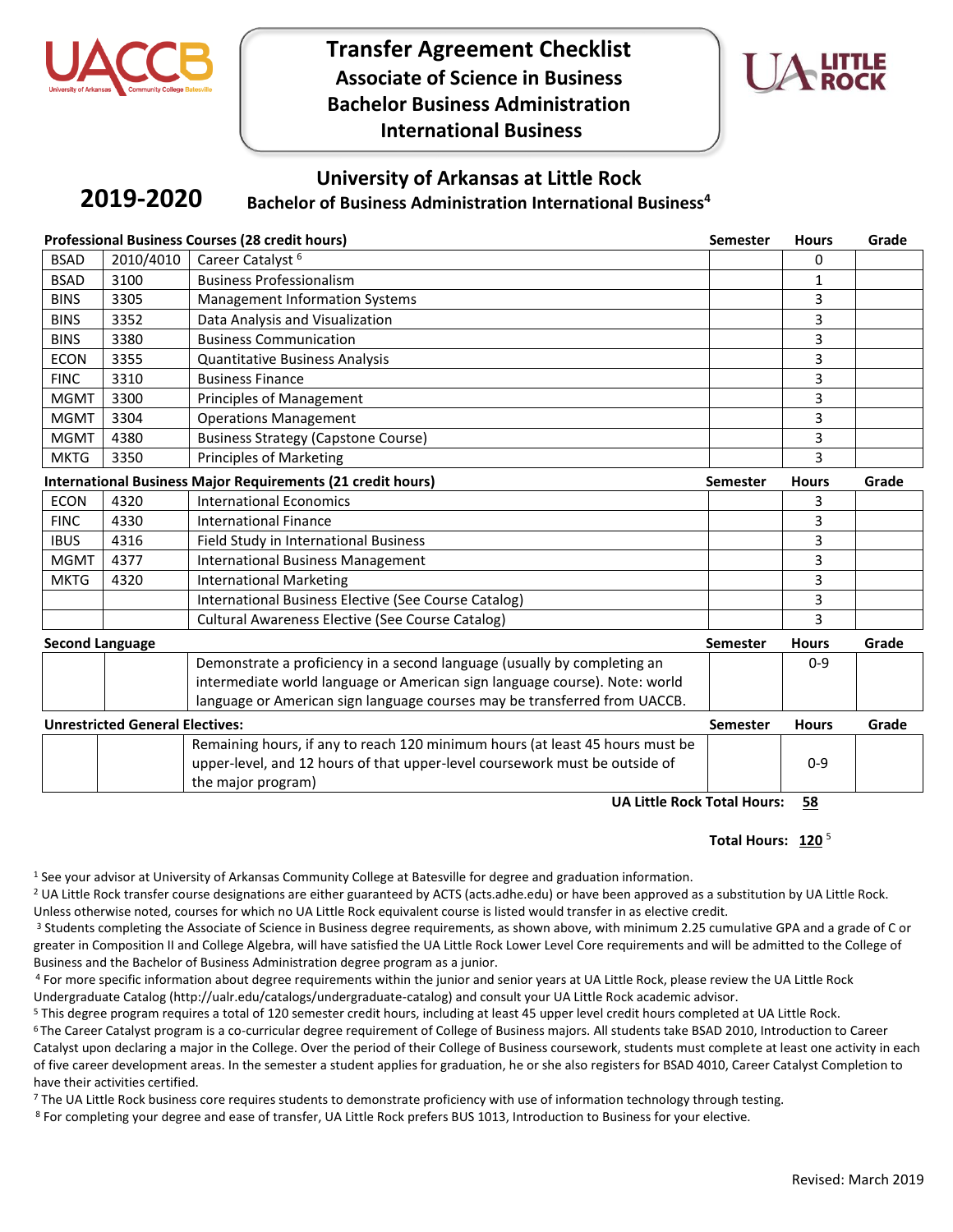# Transfer Agreement Checklist
## Associate of Science in Business
## Bachelor Business Administration
## International Business

**2019-2020**

## University of Arkansas at Little Rock
### Bachelor of Business Administration International Business[4]

| Professional Business Courses (28 credit hours) | | | Semester | Hours | Grade |
|---|---|---|---|---|---|
| BSAD | 2010/4010 | Career Catalyst [6] | | 0 | |
| BSAD | 3100 | Business Professionalism | | 1 | |
| BINS | 3305 | Management Information Systems | | 3 | |
| BINS | 3352 | Data Analysis and Visualization | | 3 | |
| BINS | 3380 | Business Communication | | 3 | |
| ECON | 3355 | Quantitative Business Analysis | | 3 | |
| FINC | 3310 | Business Finance | | 3 | |
| MGMT | 3300 | Principles of Management | | 3 | |
| MGMT | 3304 | Operations Management | | 3 | |
| MGMT | 4380 | Business Strategy (Capstone Course) | | 3 | |
| MKTG | 3350 | Principles of Marketing | | 3 | |

| International Business Major Requirements (21 credit hours) | | | Semester | Hours | Grade |
|---|---|---|---|---|---|
| ECON | 4320 | International Economics | | 3 | |
| FINC | 4330 | International Finance | | 3 | |
| IBUS | 4316 | Field Study in International Business | | 3 | |
| MGMT | 4377 | International Business Management | | 3 | |
| MKTG | 4320 | International Marketing | | 3 | |
| | | International Business Elective (See Course Catalog) | | 3 | |
| | | Cultural Awareness Elective (See Course Catalog) | | 3 | |

| Second Language | | | Semester | Hours | Grade |
|---|---|---|---|---|---|
| | | Demonstrate a proficiency in a second language (usually by completing an intermediate world language or American sign language course). Note: world language or American sign language courses may be transferred from UACCB. | | 0-9 | |

| Unrestricted General Electives: | | | Semester | Hours | Grade |
|---|---|---|---|---|---|
| | | Remaining hours, if any to reach 120 minimum hours (at least 45 hours must be upper-level, and 12 hours of that upper-level coursework must be outside of the major program) | | 0-9 | |

**UA Little Rock Total Hours: 58**

**Total Hours: 120** [5]

[1] See your advisor at University of Arkansas Community College at Batesville for degree and graduation information.

[2] UA Little Rock transfer course designations are either guaranteed by ACTS (acts.adhe.edu) or have been approved as a substitution by UA Little Rock. Unless otherwise noted, courses for which no UA Little Rock equivalent course is listed would transfer in as elective credit.

[3] Students completing the Associate of Science in Business degree requirements, as shown above, with minimum 2.25 cumulative GPA and a grade of C or greater in Composition II and College Algebra, will have satisfied the UA Little Rock Lower Level Core requirements and will be admitted to the College of Business and the Bachelor of Business Administration degree program as a junior.

[4] For more specific information about degree requirements within the junior and senior years at UA Little Rock, please review the UA Little Rock Undergraduate Catalog (http://ualr.edu/catalogs/undergraduate-catalog) and consult your UA Little Rock academic advisor.

[5] This degree program requires a total of 120 semester credit hours, including at least 45 upper level credit hours completed at UA Little Rock.

[6] The Career Catalyst program is a co-curricular degree requirement of College of Business majors. All students take BSAD 2010, Introduction to Career Catalyst upon declaring a major in the College. Over the period of their College of Business coursework, students must complete at least one activity in each of five career development areas. In the semester a student applies for graduation, he or she also registers for BSAD 4010, Career Catalyst Completion to have their activities certified.

[7] The UA Little Rock business core requires students to demonstrate proficiency with use of information technology through testing.

[8] For completing your degree and ease of transfer, UA Little Rock prefers BUS 1013, Introduction to Business for your elective.

Revised: March 2019